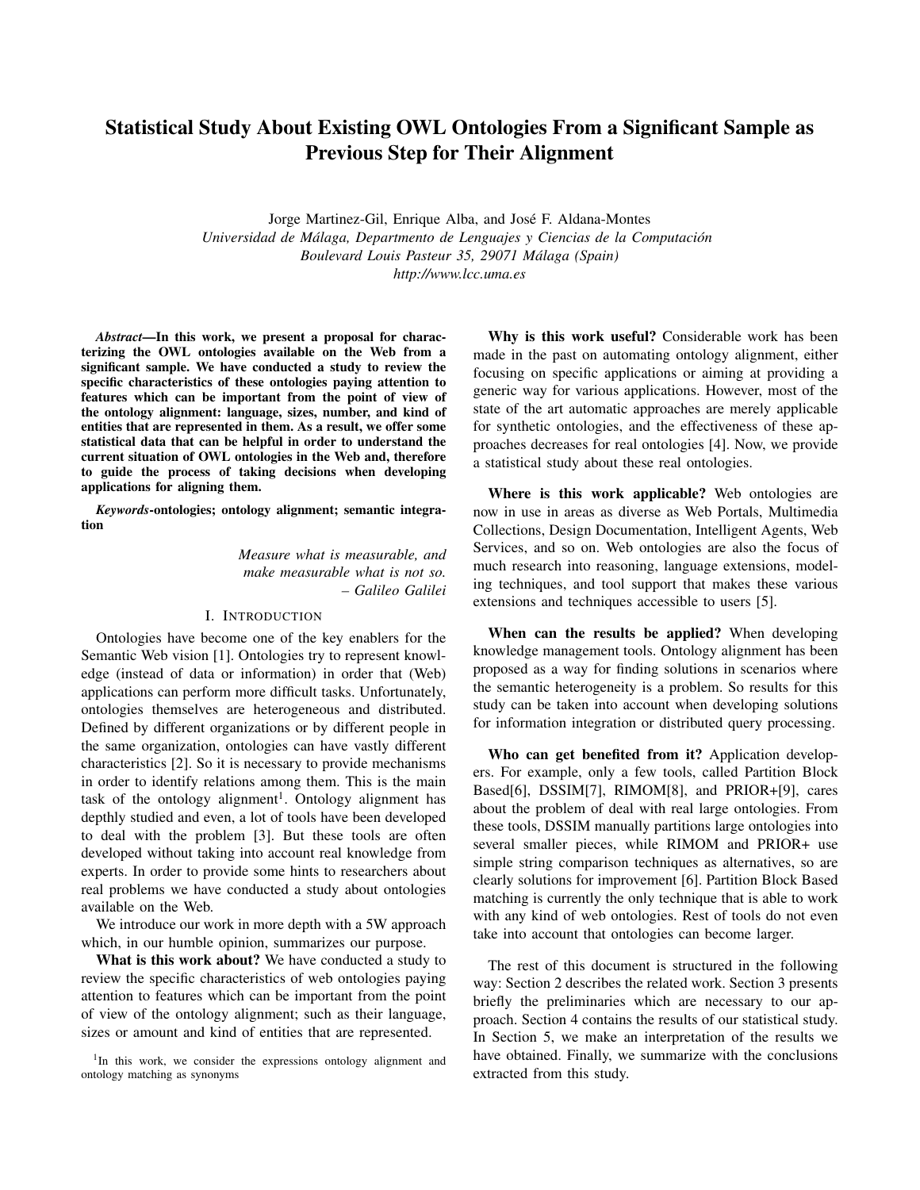# Statistical Study About Existing OWL Ontologies From a Significant Sample as Previous Step for Their Alignment

Jorge Martinez-Gil, Enrique Alba, and José F. Aldana-Montes

*Universidad de Málaga, Departmento de Lenguajes y Ciencias de la Computación*
*Boulevard Louis Pasteur 35, 29071 Málaga (Spain)*
*http://www.lcc.uma.es*

***Abstract*—In this work, we present a proposal for characterizing the OWL ontologies available on the Web from a significant sample. We have conducted a study to review the specific characteristics of these ontologies paying attention to features which can be important from the point of view of the ontology alignment: language, sizes, number, and kind of entities that are represented in them. As a result, we offer some statistical data that can be helpful in order to understand the current situation of OWL ontologies in the Web and, therefore to guide the process of taking decisions when developing applications for aligning them.**

***Keywords*-ontologies; ontology alignment; semantic integration**

> *Measure what is measurable, and make measurable what is not so.*
> *– Galileo Galilei*

## I. Introduction

Ontologies have become one of the key enablers for the Semantic Web vision [1]. Ontologies try to represent knowledge (instead of data or information) in order that (Web) applications can perform more difficult tasks. Unfortunately, ontologies themselves are heterogeneous and distributed. Defined by different organizations or by different people in the same organization, ontologies can have vastly different characteristics [2]. So it is necessary to provide mechanisms in order to identify relations among them. This is the main task of the ontology alignment[1]. Ontology alignment has depthly studied and even, a lot of tools have been developed to deal with the problem [3]. But these tools are often developed without taking into account real knowledge from experts. In order to provide some hints to researchers about real problems we have conducted a study about ontologies available on the Web.

We introduce our work in more depth with a 5W approach which, in our humble opinion, summarizes our purpose.

**What is this work about?** We have conducted a study to review the specific characteristics of web ontologies paying attention to features which can be important from the point of view of the ontology alignment; such as their language, sizes or amount and kind of entities that are represented.

**Why is this work useful?** Considerable work has been made in the past on automating ontology alignment, either focusing on specific applications or aiming at providing a generic way for various applications. However, most of the state of the art automatic approaches are merely applicable for synthetic ontologies, and the effectiveness of these approaches decreases for real ontologies [4]. Now, we provide a statistical study about these real ontologies.

**Where is this work applicable?** Web ontologies are now in use in areas as diverse as Web Portals, Multimedia Collections, Design Documentation, Intelligent Agents, Web Services, and so on. Web ontologies are also the focus of much research into reasoning, language extensions, modeling techniques, and tool support that makes these various extensions and techniques accessible to users [5].

**When can the results be applied?** When developing knowledge management tools. Ontology alignment has been proposed as a way for finding solutions in scenarios where the semantic heterogeneity is a problem. So results for this study can be taken into account when developing solutions for information integration or distributed query processing.

**Who can get benefited from it?** Application developers. For example, only a few tools, called Partition Block Based[6], DSSIM[7], RIMOM[8], and PRIOR+[9], cares about the problem of deal with real large ontologies. From these tools, DSSIM manually partitions large ontologies into several smaller pieces, while RIMOM and PRIOR+ use simple string comparison techniques as alternatives, so are clearly solutions for improvement [6]. Partition Block Based matching is currently the only technique that is able to work with any kind of web ontologies. Rest of tools do not even take into account that ontologies can become larger.

The rest of this document is structured in the following way: Section 2 describes the related work. Section 3 presents briefly the preliminaries which are necessary to our approach. Section 4 contains the results of our statistical study. In Section 5, we make an interpretation of the results we have obtained. Finally, we summarize with the conclusions extracted from this study.

[1] In this work, we consider the expressions ontology alignment and ontology matching as synonyms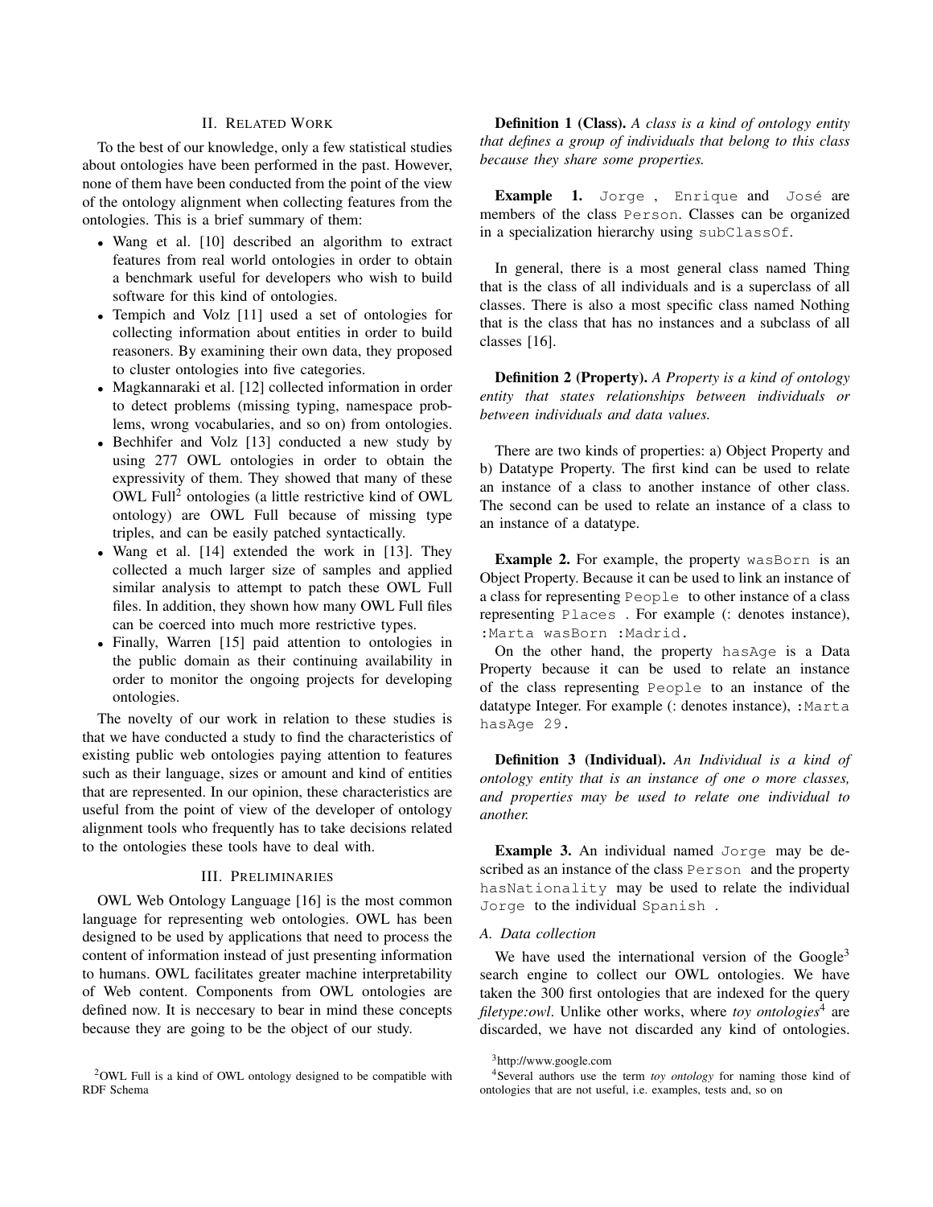## II. Related Work

To the best of our knowledge, only a few statistical studies about ontologies have been performed in the past. However, none of them have been conducted from the point of the view of the ontology alignment when collecting features from the ontologies. This is a brief summary of them:

- Wang et al. [10] described an algorithm to extract features from real world ontologies in order to obtain a benchmark useful for developers who wish to build software for this kind of ontologies.
- Tempich and Volz [11] used a set of ontologies for collecting information about entities in order to build reasoners. By examining their own data, they proposed to cluster ontologies into five categories.
- Magkannaraki et al. [12] collected information in order to detect problems (missing typing, namespace problems, wrong vocabularies, and so on) from ontologies.
- Bechhifer and Volz [13] conducted a new study by using 277 OWL ontologies in order to obtain the expressivity of them. They showed that many of these OWL Full[2] ontologies (a little restrictive kind of OWL ontology) are OWL Full because of missing type triples, and can be easily patched syntactically.
- Wang et al. [14] extended the work in [13]. They collected a much larger size of samples and applied similar analysis to attempt to patch these OWL Full files. In addition, they shown how many OWL Full files can be coerced into much more restrictive types.
- Finally, Warren [15] paid attention to ontologies in the public domain as their continuing availability in order to monitor the ongoing projects for developing ontologies.

The novelty of our work in relation to these studies is that we have conducted a study to find the characteristics of existing public web ontologies paying attention to features such as their language, sizes or amount and kind of entities that are represented. In our opinion, these characteristics are useful from the point of view of the developer of ontology alignment tools who frequently has to take decisions related to the ontologies these tools have to deal with.

## III. Preliminaries

OWL Web Ontology Language [16] is the most common language for representing web ontologies. OWL has been designed to be used by applications that need to process the content of information instead of just presenting information to humans. OWL facilitates greater machine interpretability of Web content. Components from OWL ontologies are defined now. It is neccesary to bear in mind these concepts because they are going to be the object of our study.

**Definition 1 (Class).** *A class is a kind of ontology entity that defines a group of individuals that belong to this class because they share some properties.*

**Example 1.** `Jorge` , `Enrique` and `José` are members of the class `Person`. Classes can be organized in a specialization hierarchy using `subClassOf`.

In general, there is a most general class named Thing that is the class of all individuals and is a superclass of all classes. There is also a most specific class named Nothing that is the class that has no instances and a subclass of all classes [16].

**Definition 2 (Property).** *A Property is a kind of ontology entity that states relationships between individuals or between individuals and data values.*

There are two kinds of properties: a) Object Property and b) Datatype Property. The first kind can be used to relate an instance of a class to another instance of other class. The second can be used to relate an instance of a class to an instance of a datatype.

**Example 2.** For example, the property `wasBorn` is an Object Property. Because it can be used to link an instance of a class for representing `People` to other instance of a class representing `Places` . For example (: denotes instance), `:Marta wasBorn :Madrid.`

On the other hand, the property `hasAge` is a Data Property because it can be used to relate an instance of the class representing `People` to an instance of the datatype Integer. For example (: denotes instance), `:Marta hasAge 29.`

**Definition 3 (Individual).** *An Individual is a kind of ontology entity that is an instance of one o more classes, and properties may be used to relate one individual to another.*

**Example 3.** An individual named `Jorge` may be described as an instance of the class `Person` and the property `hasNationality` may be used to relate the individual `Jorge` to the individual `Spanish` .

### A. Data collection

We have used the international version of the Google[3] search engine to collect our OWL ontologies. We have taken the 300 first ontologies that are indexed for the query *filetype:owl*. Unlike other works, where *toy ontologies*[4] are discarded, we have not discarded any kind of ontologies.

[2]OWL Full is a kind of OWL ontology designed to be compatible with RDF Schema

[3]http://www.google.com

[4]Several authors use the term *toy ontology* for naming those kind of ontologies that are not useful, i.e. examples, tests and, so on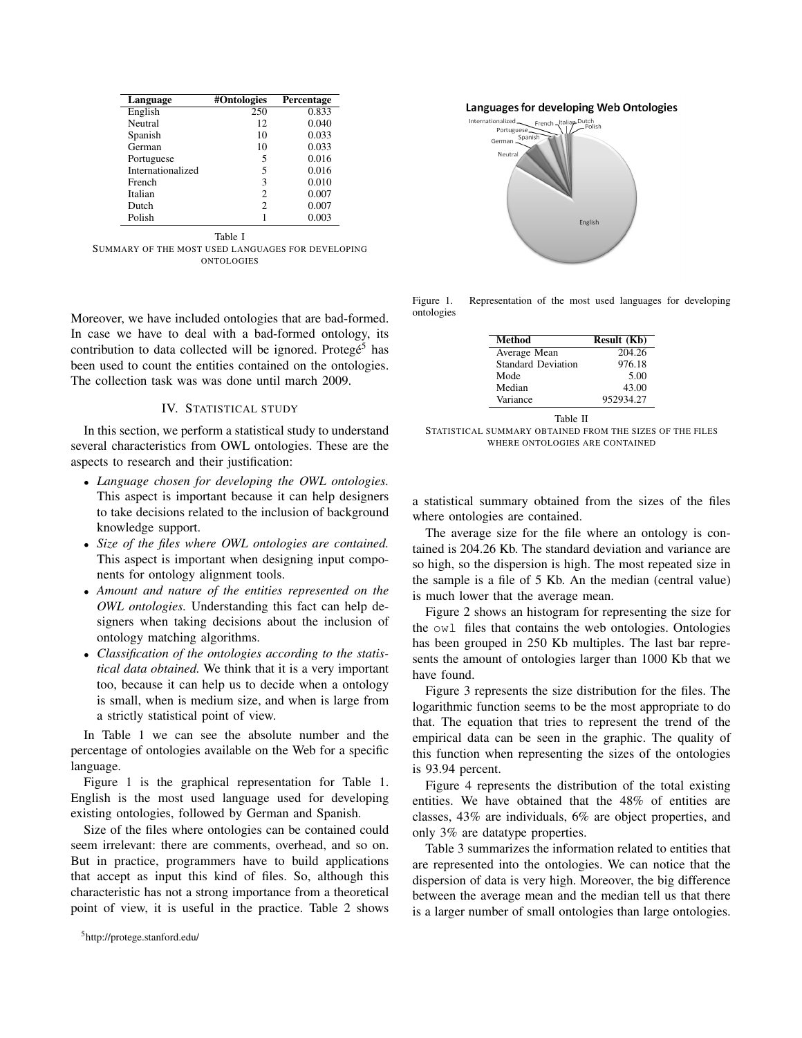| Language | #Ontologies | Percentage |
|---|---|---|
| English | 250 | 0.833 |
| Neutral | 12 | 0.040 |
| Spanish | 10 | 0.033 |
| German | 10 | 0.033 |
| Portuguese | 5 | 0.016 |
| Internationalized | 5 | 0.016 |
| French | 3 | 0.010 |
| Italian | 2 | 0.007 |
| Dutch | 2 | 0.007 |
| Polish | 1 | 0.003 |

Table I
SUMMARY OF THE MOST USED LANGUAGES FOR DEVELOPING ONTOLOGIES

Figure 1. Representation of the most used languages for developing ontologies

Moreover, we have included ontologies that are bad-formed. In case we have to deal with a bad-formed ontology, its contribution to data collected will be ignored. Protegé[5] has been used to count the entities contained on the ontologies. The collection task was was done until march 2009.

## IV. Statistical study

In this section, we perform a statistical study to understand several characteristics from OWL ontologies. These are the aspects to research and their justification:

- *Language chosen for developing the OWL ontologies.* This aspect is important because it can help designers to take decisions related to the inclusion of background knowledge support.
- *Size of the files where OWL ontologies are contained.* This aspect is important when designing input components for ontology alignment tools.
- *Amount and nature of the entities represented on the OWL ontologies.* Understanding this fact can help designers when taking decisions about the inclusion of ontology matching algorithms.
- *Classification of the ontologies according to the statistical data obtained.* We think that it is a very important too, because it can help us to decide when a ontology is small, when is medium size, and when is large from a strictly statistical point of view.

In Table 1 we can see the absolute number and the percentage of ontologies available on the Web for a specific language.

Figure 1 is the graphical representation for Table 1. English is the most used language used for developing existing ontologies, followed by German and Spanish.

Size of the files where ontologies can be contained could seem irrelevant: there are comments, overhead, and so on. But in practice, programmers have to build applications that accept as input this kind of files. So, although this characteristic has not a strong importance from a theoretical point of view, it is useful in the practice. Table 2 shows a statistical summary obtained from the sizes of the files where ontologies are contained.

| Method | Result (Kb) |
|---|---|
| Average Mean | 204.26 |
| Standard Deviation | 976.18 |
| Mode | 5.00 |
| Median | 43.00 |
| Variance | 952934.27 |

Table II
STATISTICAL SUMMARY OBTAINED FROM THE SIZES OF THE FILES WHERE ONTOLOGIES ARE CONTAINED

The average size for the file where an ontology is contained is 204.26 Kb. The standard deviation and variance are so high, so the dispersion is high. The most repeated size in the sample is a file of 5 Kb. An the median (central value) is much lower that the average mean.

Figure 2 shows an histogram for representing the size for the `owl` files that contains the web ontologies. Ontologies has been grouped in 250 Kb multiples. The last bar represents the amount of ontologies larger than 1000 Kb that we have found.

Figure 3 represents the size distribution for the files. The logarithmic function seems to be the most appropriate to do that. The equation that tries to represent the trend of the empirical data can be seen in the graphic. The quality of this function when representing the sizes of the ontologies is 93.94 percent.

Figure 4 represents the distribution of the total existing entities. We have obtained that the 48% of entities are classes, 43% are individuals, 6% are object properties, and only 3% are datatype properties.

Table 3 summarizes the information related to entities that are represented into the ontologies. We can notice that the dispersion of data is very high. Moreover, the big difference between the average mean and the median tell us that there is a larger number of small ontologies than large ontologies.

[5] http://protege.stanford.edu/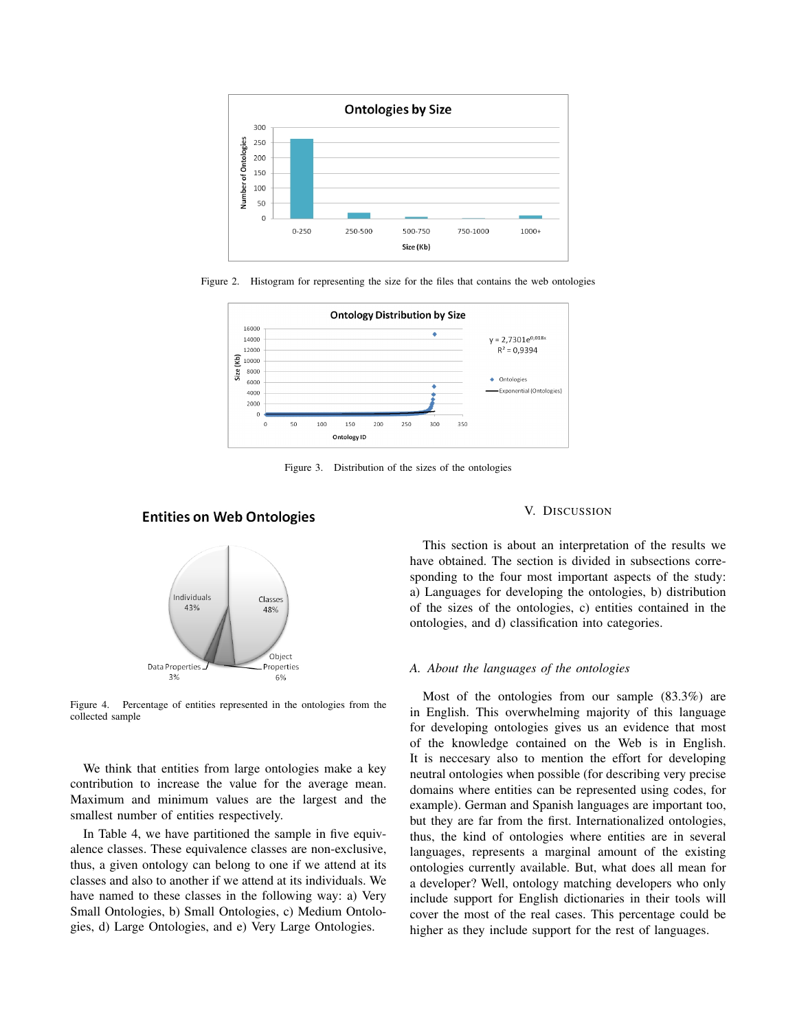Figure 2. Histogram for representing the size for the files that contains the web ontologies

Figure 3. Distribution of the sizes of the ontologies

Figure 4. Percentage of entities represented in the ontologies from the collected sample

We think that entities from large ontologies make a key contribution to increase the value for the average mean. Maximum and minimum values are the largest and the smallest number of entities respectively.

In Table 4, we have partitioned the sample in five equivalence classes. These equivalence classes are non-exclusive, thus, a given ontology can belong to one if we attend at its classes and also to another if we attend at its individuals. We have named to these classes in the following way: a) Very Small Ontologies, b) Small Ontologies, c) Medium Ontologies, d) Large Ontologies, and e) Very Large Ontologies.

## V. Discussion

This section is about an interpretation of the results we have obtained. The section is divided in subsections corresponding to the four most important aspects of the study: a) Languages for developing the ontologies, b) distribution of the sizes of the ontologies, c) entities contained in the ontologies, and d) classification into categories.

### *A. About the languages of the ontologies*

Most of the ontologies from our sample (83.3%) are in English. This overwhelming majority of this language for developing ontologies gives us an evidence that most of the knowledge contained on the Web is in English. It is neccesary also to mention the effort for developing neutral ontologies when possible (for describing very precise domains where entities can be represented using codes, for example). German and Spanish languages are important too, but they are far from the first. Internationalized ontologies, thus, the kind of ontologies where entities are in several languages, represents a marginal amount of the existing ontologies currently available. But, what does all mean for a developer? Well, ontology matching developers who only include support for English dictionaries in their tools will cover the most of the real cases. This percentage could be higher as they include support for the rest of languages.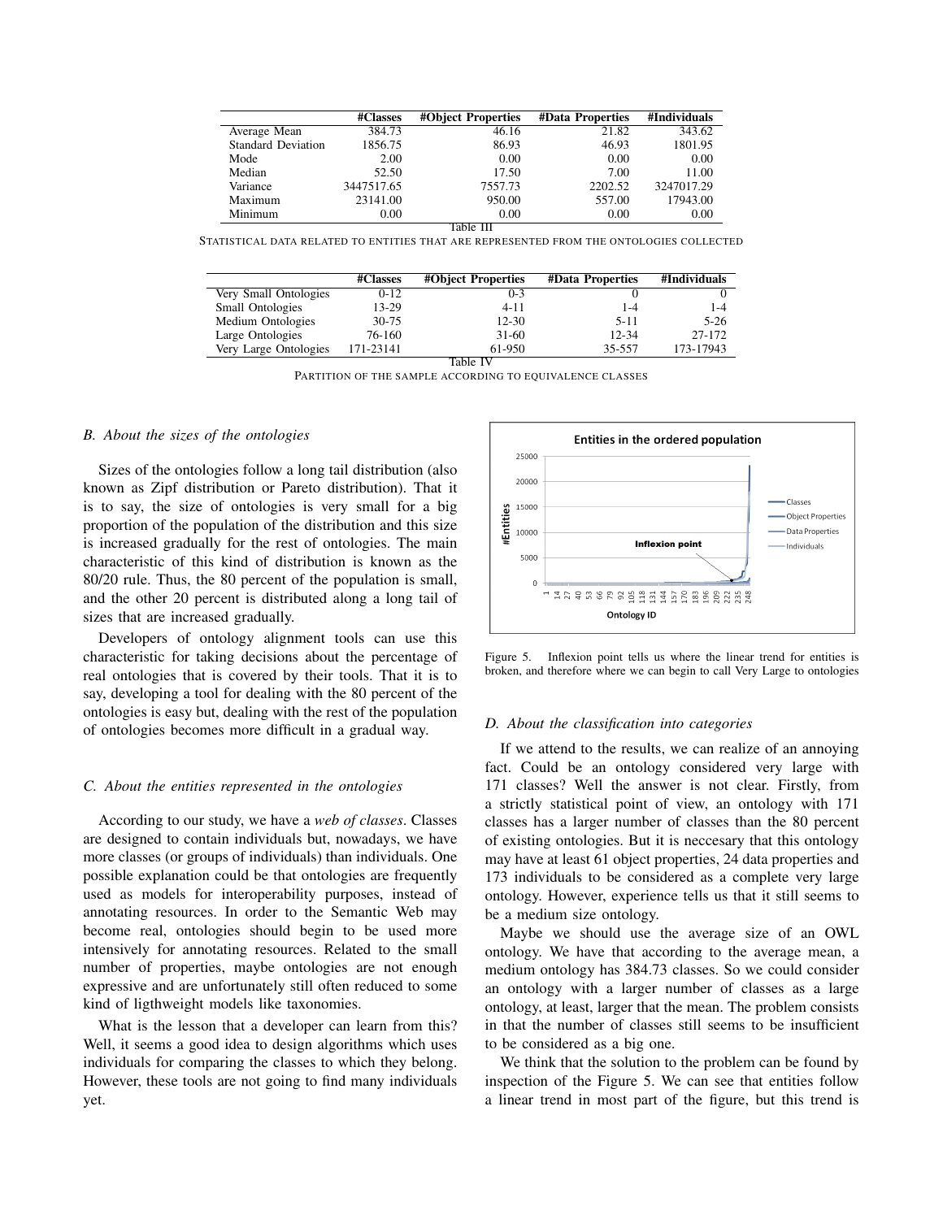|  | #Classes | #Object Properties | #Data Properties | #Individuals |
|---|---|---|---|---|
| Average Mean | 384.73 | 46.16 | 21.82 | 343.62 |
| Standard Deviation | 1856.75 | 86.93 | 46.93 | 1801.95 |
| Mode | 2.00 | 0.00 | 0.00 | 0.00 |
| Median | 52.50 | 17.50 | 7.00 | 11.00 |
| Variance | 3447517.65 | 7557.73 | 2202.52 | 3247017.29 |
| Maximum | 23141.00 | 950.00 | 557.00 | 17943.00 |
| Minimum | 0.00 | 0.00 | 0.00 | 0.00 |

Table III

STATISTICAL DATA RELATED TO ENTITIES THAT ARE REPRESENTED FROM THE ONTOLOGIES COLLECTED

|  | #Classes | #Object Properties | #Data Properties | #Individuals |
|---|---|---|---|---|
| Very Small Ontologies | 0-12 | 0-3 | 0 | 0 |
| Small Ontologies | 13-29 | 4-11 | 1-4 | 1-4 |
| Medium Ontologies | 30-75 | 12-30 | 5-11 | 5-26 |
| Large Ontologies | 76-160 | 31-60 | 12-34 | 27-172 |
| Very Large Ontologies | 171-23141 | 61-950 | 35-557 | 173-17943 |

Table IV

PARTITION OF THE SAMPLE ACCORDING TO EQUIVALENCE CLASSES

### B. About the sizes of the ontologies

Sizes of the ontologies follow a long tail distribution (also known as Zipf distribution or Pareto distribution). That it is to say, the size of ontologies is very small for a big proportion of the population of the distribution and this size is increased gradually for the rest of ontologies. The main characteristic of this kind of distribution is known as the 80/20 rule. Thus, the 80 percent of the population is small, and the other 20 percent is distributed along a long tail of sizes that are increased gradually.

Developers of ontology alignment tools can use this characteristic for taking decisions about the percentage of real ontologies that is covered by their tools. That it is to say, developing a tool for dealing with the 80 percent of the ontologies is easy but, dealing with the rest of the population of ontologies becomes more difficult in a gradual way.

### C. About the entities represented in the ontologies

According to our study, we have a *web of classes*. Classes are designed to contain individuals but, nowadays, we have more classes (or groups of individuals) than individuals. One possible explanation could be that ontologies are frequently used as models for interoperability purposes, instead of annotating resources. In order to the Semantic Web may become real, ontologies should begin to be used more intensively for annotating resources. Related to the small number of properties, maybe ontologies are not enough expressive and are unfortunately still often reduced to some kind of ligthweight models like taxonomies.

What is the lesson that a developer can learn from this? Well, it seems a good idea to design algorithms which uses individuals for comparing the classes to which they belong. However, these tools are not going to find many individuals yet.

Figure 5. Inflexion point tells us where the linear trend for entities is broken, and therefore where we can begin to call Very Large to ontologies

### D. About the classification into categories

If we attend to the results, we can realize of an annoying fact. Could be an ontology considered very large with 171 classes? Well the answer is not clear. Firstly, from a strictly statistical point of view, an ontology with 171 classes has a larger number of classes than the 80 percent of existing ontologies. But it is neccesary that this ontology may have at least 61 object properties, 24 data properties and 173 individuals to be considered as a complete very large ontology. However, experience tells us that it still seems to be a medium size ontology.

Maybe we should use the average size of an OWL ontology. We have that according to the average mean, a medium ontology has 384.73 classes. So we could consider an ontology with a larger number of classes as a large ontology, at least, larger that the mean. The problem consists in that the number of classes still seems to be insufficient to be considered as a big one.

We think that the solution to the problem can be found by inspection of the Figure 5. We can see that entities follow a linear trend in most part of the figure, but this trend is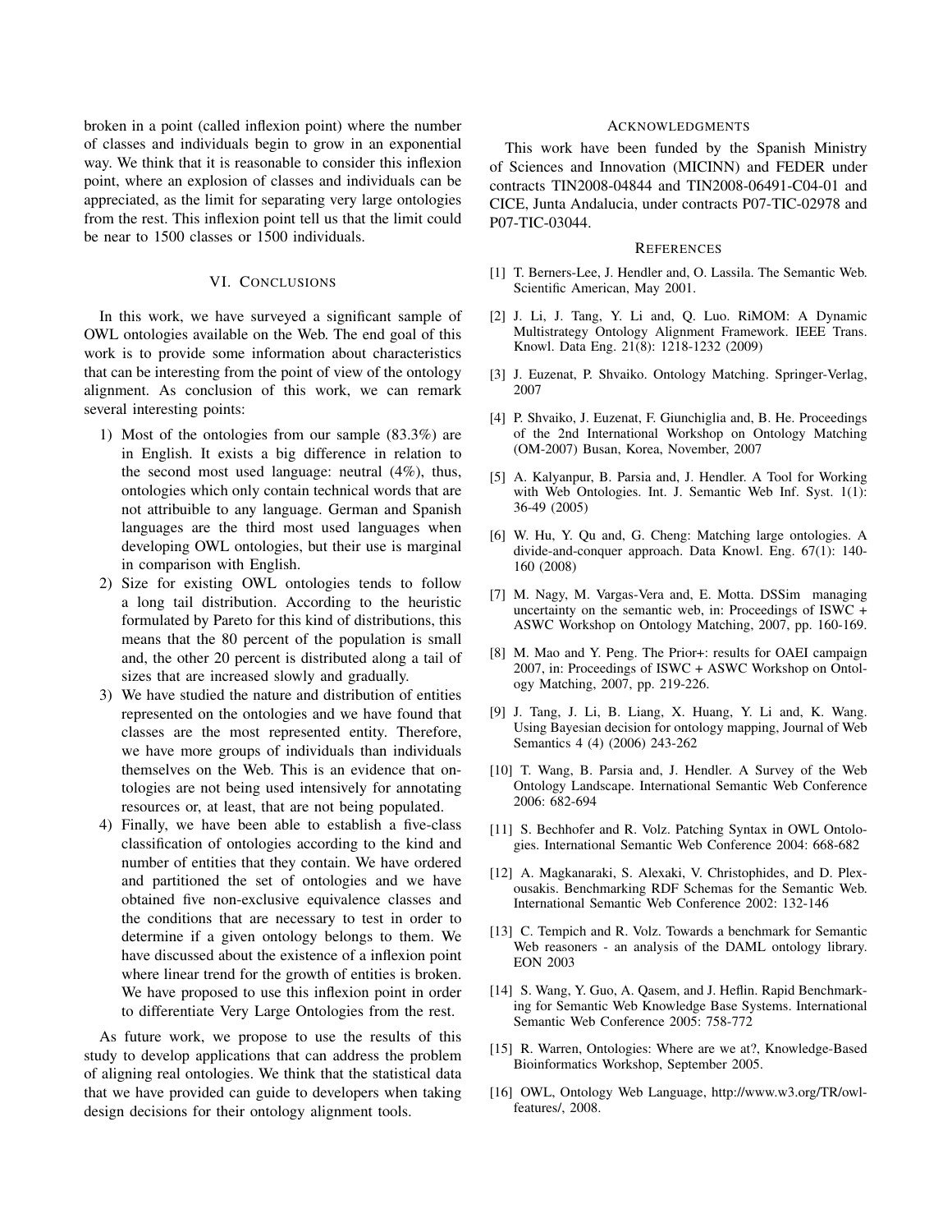broken in a point (called inflexion point) where the number of classes and individuals begin to grow in an exponential way. We think that it is reasonable to consider this inflexion point, where an explosion of classes and individuals can be appreciated, as the limit for separating very large ontologies from the rest. This inflexion point tell us that the limit could be near to 1500 classes or 1500 individuals.

## VI. Conclusions

In this work, we have surveyed a significant sample of OWL ontologies available on the Web. The end goal of this work is to provide some information about characteristics that can be interesting from the point of view of the ontology alignment. As conclusion of this work, we can remark several interesting points:

1) Most of the ontologies from our sample (83.3%) are in English. It exists a big difference in relation to the second most used language: neutral (4%), thus, ontologies which only contain technical words that are not attribuible to any language. German and Spanish languages are the third most used languages when developing OWL ontologies, but their use is marginal in comparison with English.
2) Size for existing OWL ontologies tends to follow a long tail distribution. According to the heuristic formulated by Pareto for this kind of distributions, this means that the 80 percent of the population is small and, the other 20 percent is distributed along a tail of sizes that are increased slowly and gradually.
3) We have studied the nature and distribution of entities represented on the ontologies and we have found that classes are the most represented entity. Therefore, we have more groups of individuals than individuals themselves on the Web. This is an evidence that ontologies are not being used intensively for annotating resources or, at least, that are not being populated.
4) Finally, we have been able to establish a five-class classification of ontologies according to the kind and number of entities that they contain. We have ordered and partitioned the set of ontologies and we have obtained five non-exclusive equivalence classes and the conditions that are necessary to test in order to determine if a given ontology belongs to them. We have discussed about the existence of a inflexion point where linear trend for the growth of entities is broken. We have proposed to use this inflexion point in order to differentiate Very Large Ontologies from the rest.

As future work, we propose to use the results of this study to develop applications that can address the problem of aligning real ontologies. We think that the statistical data that we have provided can guide to developers when taking design decisions for their ontology alignment tools.

## Acknowledgments

This work have been funded by the Spanish Ministry of Sciences and Innovation (MICINN) and FEDER under contracts TIN2008-04844 and TIN2008-06491-C04-01 and CICE, Junta Andalucia, under contracts P07-TIC-02978 and P07-TIC-03044.

## References

[1] T. Berners-Lee, J. Hendler and, O. Lassila. The Semantic Web. Scientific American, May 2001.

[2] J. Li, J. Tang, Y. Li and, Q. Luo. RiMOM: A Dynamic Multistrategy Ontology Alignment Framework. IEEE Trans. Knowl. Data Eng. 21(8): 1218-1232 (2009)

[3] J. Euzenat, P. Shvaiko. Ontology Matching. Springer-Verlag, 2007

[4] P. Shvaiko, J. Euzenat, F. Giunchiglia and, B. He. Proceedings of the 2nd International Workshop on Ontology Matching (OM-2007) Busan, Korea, November, 2007

[5] A. Kalyanpur, B. Parsia and, J. Hendler. A Tool for Working with Web Ontologies. Int. J. Semantic Web Inf. Syst. 1(1): 36-49 (2005)

[6] W. Hu, Y. Qu and, G. Cheng: Matching large ontologies. A divide-and-conquer approach. Data Knowl. Eng. 67(1): 140-160 (2008)

[7] M. Nagy, M. Vargas-Vera and, E. Motta. DSSim managing uncertainty on the semantic web, in: Proceedings of ISWC + ASWC Workshop on Ontology Matching, 2007, pp. 160-169.

[8] M. Mao and Y. Peng. The Prior+: results for OAEI campaign 2007, in: Proceedings of ISWC + ASWC Workshop on Ontology Matching, 2007, pp. 219-226.

[9] J. Tang, J. Li, B. Liang, X. Huang, Y. Li and, K. Wang. Using Bayesian decision for ontology mapping, Journal of Web Semantics 4 (4) (2006) 243-262

[10] T. Wang, B. Parsia and, J. Hendler. A Survey of the Web Ontology Landscape. International Semantic Web Conference 2006: 682-694

[11] S. Bechhofer and R. Volz. Patching Syntax in OWL Ontologies. International Semantic Web Conference 2004: 668-682

[12] A. Magkanaraki, S. Alexaki, V. Christophides, and D. Plexousakis. Benchmarking RDF Schemas for the Semantic Web. International Semantic Web Conference 2002: 132-146

[13] C. Tempich and R. Volz. Towards a benchmark for Semantic Web reasoners - an analysis of the DAML ontology library. EON 2003

[14] S. Wang, Y. Guo, A. Qasem, and J. Heflin. Rapid Benchmarking for Semantic Web Knowledge Base Systems. International Semantic Web Conference 2005: 758-772

[15] R. Warren, Ontologies: Where are we at?, Knowledge-Based Bioinformatics Workshop, September 2005.

[16] OWL, Ontology Web Language, http://www.w3.org/TR/owl-features/, 2008.